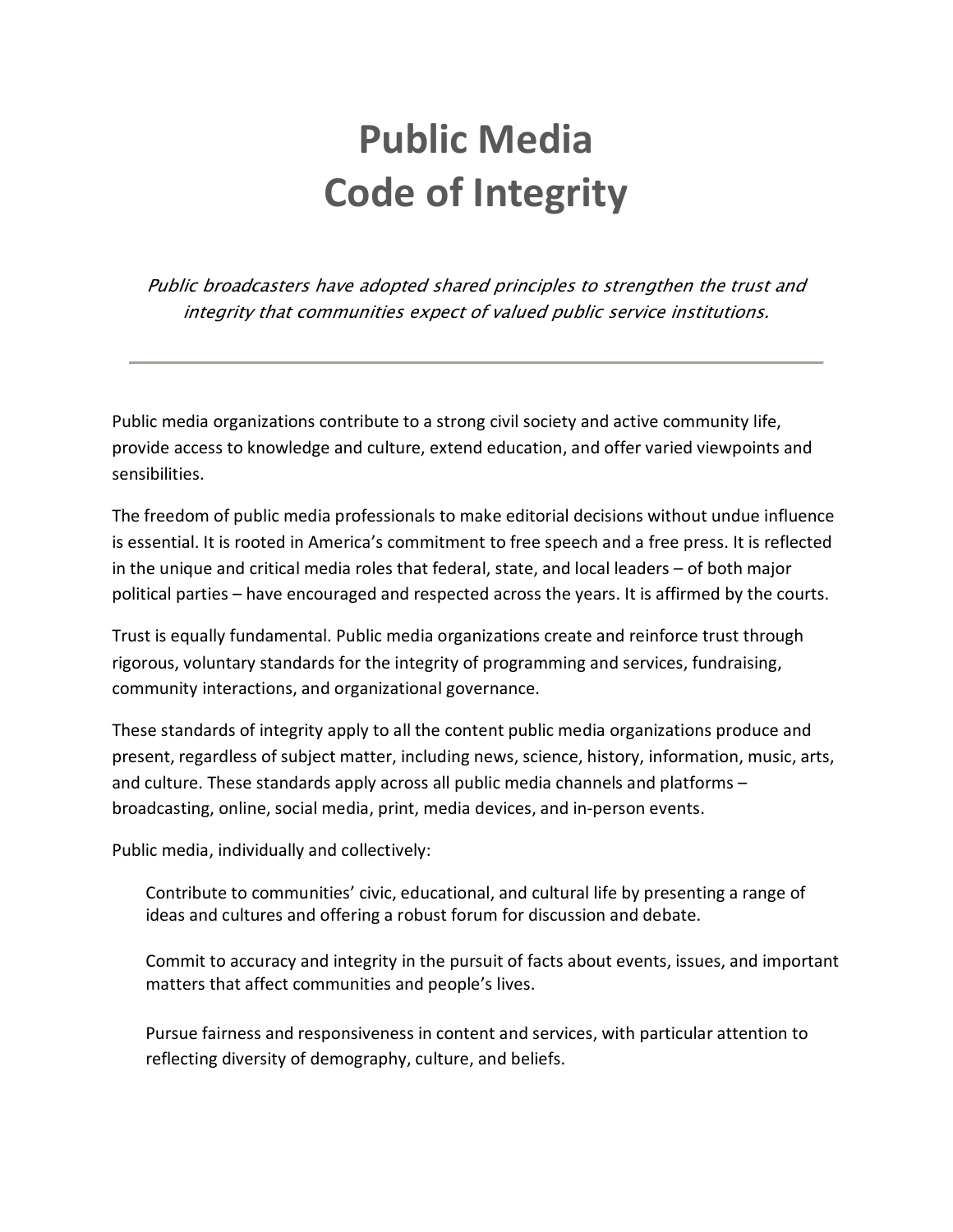# Public Media Code of Integrity

*Public broadcasters have adopted shared principles to strengthen the trust and integrity that communities expect of valued public service institutions.*

---

Public media organizations contribute to a strong civil society and active community life, provide access to knowledge and culture, extend education, and offer varied viewpoints and sensibilities.

The freedom of public media professionals to make editorial decisions without undue influence is essential. It is rooted in America's commitment to free speech and a free press. It is reflected in the unique and critical media roles that federal, state, and local leaders – of both major political parties – have encouraged and respected across the years. It is affirmed by the courts.

Trust is equally fundamental. Public media organizations create and reinforce trust through rigorous, voluntary standards for the integrity of programming and services, fundraising, community interactions, and organizational governance.

These standards of integrity apply to all the content public media organizations produce and present, regardless of subject matter, including news, science, history, information, music, arts, and culture. These standards apply across all public media channels and platforms – broadcasting, online, social media, print, media devices, and in-person events.

Public media, individually and collectively:

> Contribute to communities' civic, educational, and cultural life by presenting a range of ideas and cultures and offering a robust forum for discussion and debate.
>
> Commit to accuracy and integrity in the pursuit of facts about events, issues, and important matters that affect communities and people's lives.
>
> Pursue fairness and responsiveness in content and services, with particular attention to reflecting diversity of demography, culture, and beliefs.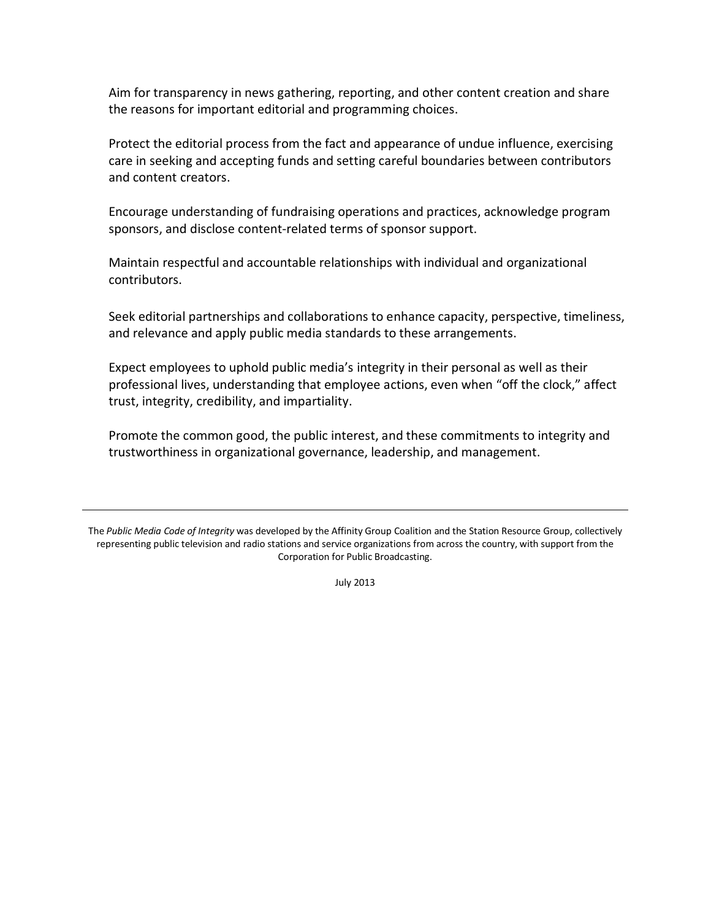Aim for transparency in news gathering, reporting, and other content creation and share the reasons for important editorial and programming choices.

Protect the editorial process from the fact and appearance of undue influence, exercising care in seeking and accepting funds and setting careful boundaries between contributors and content creators.

Encourage understanding of fundraising operations and practices, acknowledge program sponsors, and disclose content-related terms of sponsor support.

Maintain respectful and accountable relationships with individual and organizational contributors.

Seek editorial partnerships and collaborations to enhance capacity, perspective, timeliness, and relevance and apply public media standards to these arrangements.

Expect employees to uphold public media's integrity in their personal as well as their professional lives, understanding that employee actions, even when "off the clock," affect trust, integrity, credibility, and impartiality.

Promote the common good, the public interest, and these commitments to integrity and trustworthiness in organizational governance, leadership, and management.

---

The *Public Media Code of Integrity* was developed by the Affinity Group Coalition and the Station Resource Group, collectively representing public television and radio stations and service organizations from across the country, with support from the Corporation for Public Broadcasting.

July 2013